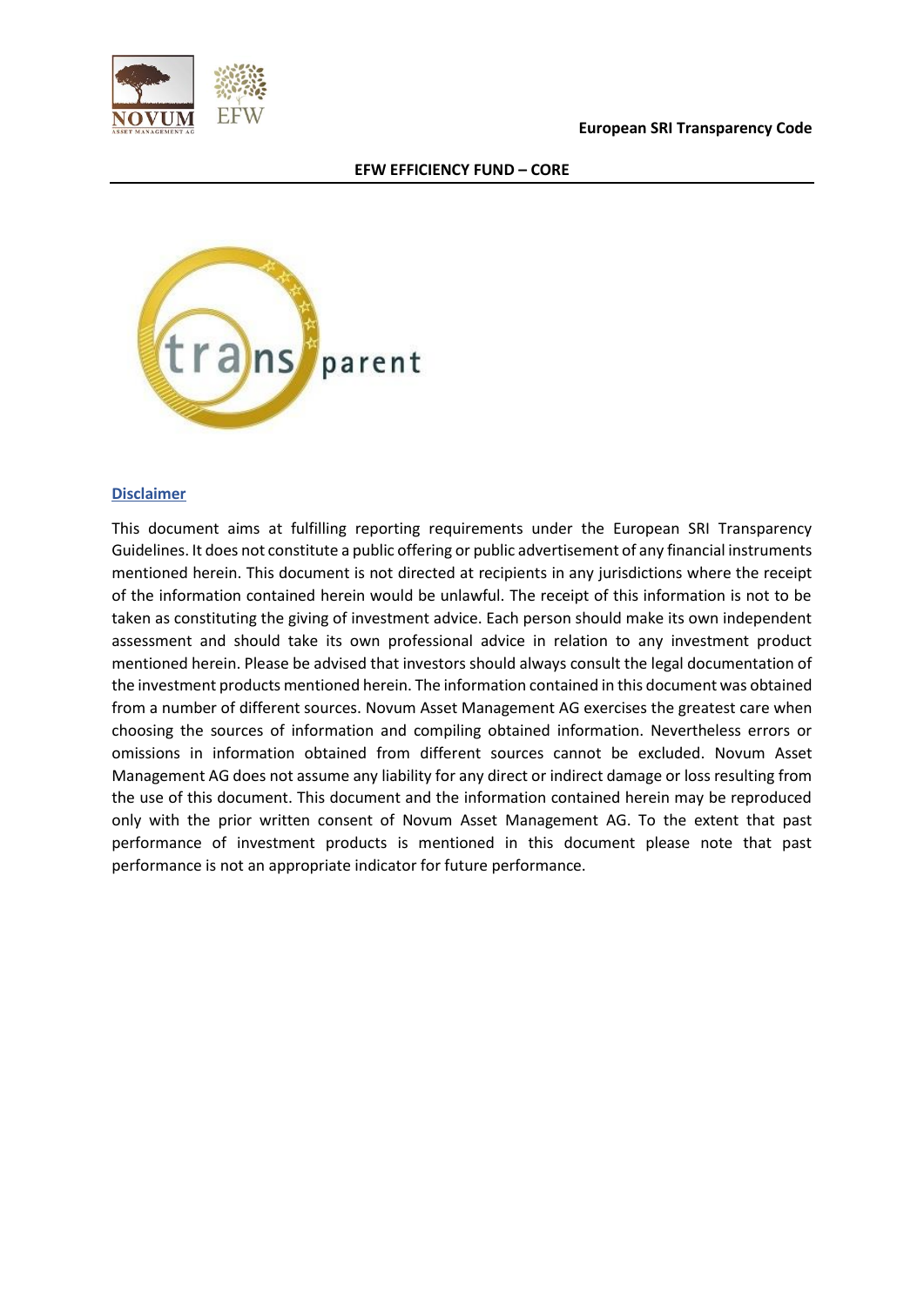European SRI Transparency Code

# EFW EFFICIENCY FUND – CORE

## Disclaimer

This document aims at fulfilling reporting requirements under the European SRI Transparency Guidelines. It does not constitute a public offering or public advertisement of any financial instruments mentioned herein. This document is not directed at recipients in any jurisdictions where the receipt of the information contained herein would be unlawful. The receipt of this information is not to be taken as constituting the giving of investment advice. Each person should make its own independent assessment and should take its own professional advice in relation to any investment product mentioned herein. Please be advised that investors should always consult the legal documentation of the investment products mentioned herein. The information contained in this document was obtained from a number of different sources. Novum Asset Management AG exercises the greatest care when choosing the sources of information and compiling obtained information. Nevertheless errors or omissions in information obtained from different sources cannot be excluded. Novum Asset Management AG does not assume any liability for any direct or indirect damage or loss resulting from the use of this document. This document and the information contained herein may be reproduced only with the prior written consent of Novum Asset Management AG. To the extent that past performance of investment products is mentioned in this document please note that past performance is not an appropriate indicator for future performance.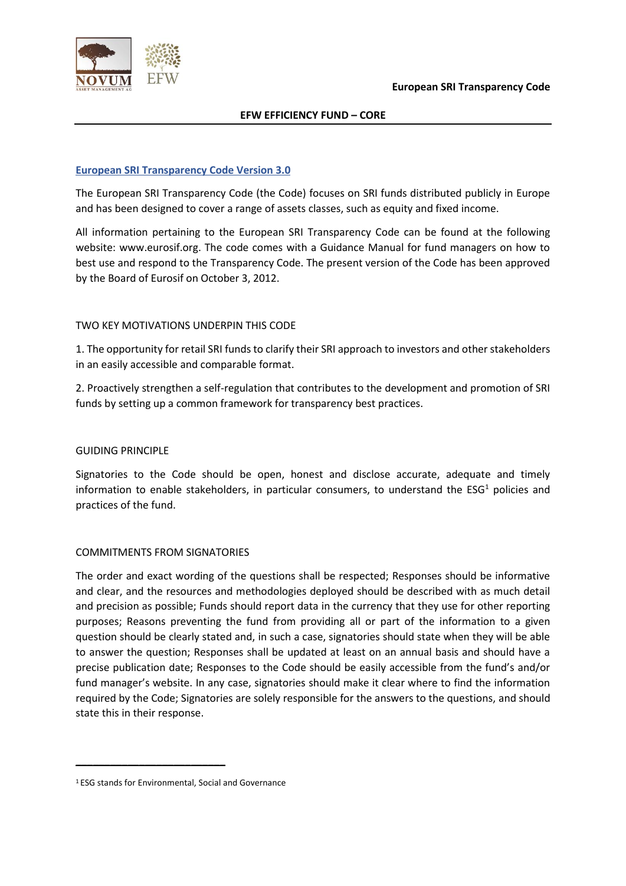## European SRI Transparency Code Version 3.0

The European SRI Transparency Code (the Code) focuses on SRI funds distributed publicly in Europe and has been designed to cover a range of assets classes, such as equity and fixed income.

All information pertaining to the European SRI Transparency Code can be found at the following website: www.eurosif.org. The code comes with a Guidance Manual for fund managers on how to best use and respond to the Transparency Code. The present version of the Code has been approved by the Board of Eurosif on October 3, 2012.

### TWO KEY MOTIVATIONS UNDERPIN THIS CODE

1. The opportunity for retail SRI funds to clarify their SRI approach to investors and other stakeholders in an easily accessible and comparable format.

2. Proactively strengthen a self-regulation that contributes to the development and promotion of SRI funds by setting up a common framework for transparency best practices.

### GUIDING PRINCIPLE

Signatories to the Code should be open, honest and disclose accurate, adequate and timely information to enable stakeholders, in particular consumers, to understand the ESG[1] policies and practices of the fund.

### COMMITMENTS FROM SIGNATORIES

The order and exact wording of the questions shall be respected; Responses should be informative and clear, and the resources and methodologies deployed should be described with as much detail and precision as possible; Funds should report data in the currency that they use for other reporting purposes; Reasons preventing the fund from providing all or part of the information to a given question should be clearly stated and, in such a case, signatories should state when they will be able to answer the question; Responses shall be updated at least on an annual basis and should have a precise publication date; Responses to the Code should be easily accessible from the fund's and/or fund manager's website. In any case, signatories should make it clear where to find the information required by the Code; Signatories are solely responsible for the answers to the questions, and should state this in their response.

---

[1] ESG stands for Environmental, Social and Governance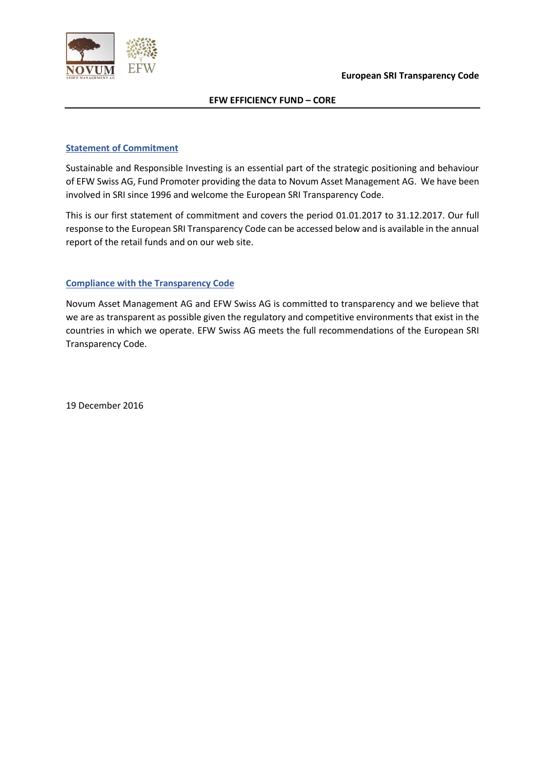**European SRI Transparency Code**

**EFW EFFICIENCY FUND – CORE**

## Statement of Commitment

Sustainable and Responsible Investing is an essential part of the strategic positioning and behaviour of EFW Swiss AG, Fund Promoter providing the data to Novum Asset Management AG. We have been involved in SRI since 1996 and welcome the European SRI Transparency Code.

This is our first statement of commitment and covers the period 01.01.2017 to 31.12.2017. Our full response to the European SRI Transparency Code can be accessed below and is available in the annual report of the retail funds and on our web site.

## Compliance with the Transparency Code

Novum Asset Management AG and EFW Swiss AG is committed to transparency and we believe that we are as transparent as possible given the regulatory and competitive environments that exist in the countries in which we operate. EFW Swiss AG meets the full recommendations of the European SRI Transparency Code.

19 December 2016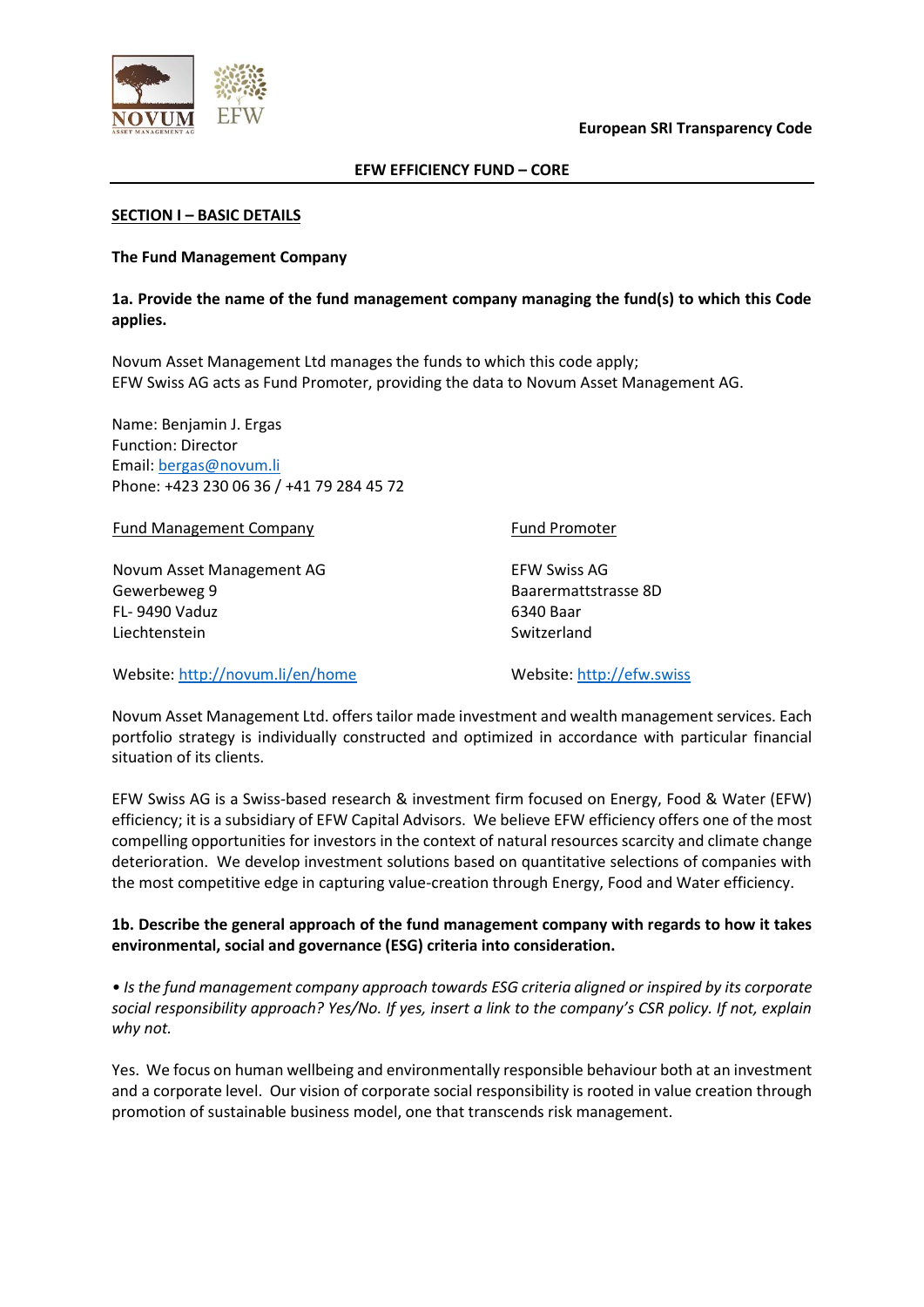European SRI Transparency Code

**EFW EFFICIENCY FUND – CORE**

## SECTION I – BASIC DETAILS

**The Fund Management Company**

**1a. Provide the name of the fund management company managing the fund(s) to which this Code applies.**

Novum Asset Management Ltd manages the funds to which this code apply;
EFW Swiss AG acts as Fund Promoter, providing the data to Novum Asset Management AG.

Name: Benjamin J. Ergas
Function: Director
Email: bergas@novum.li
Phone: +423 230 06 36 / +41 79 284 45 72

Fund Management Company

Novum Asset Management AG
Gewerbeweg 9
FL- 9490 Vaduz
Liechtenstein

Website: http://novum.li/en/home

Fund Promoter

EFW Swiss AG
Baarermattstrasse 8D
6340 Baar
Switzerland

Website: http://efw.swiss

Novum Asset Management Ltd. offers tailor made investment and wealth management services. Each portfolio strategy is individually constructed and optimized in accordance with particular financial situation of its clients.

EFW Swiss AG is a Swiss-based research & investment firm focused on Energy, Food & Water (EFW) efficiency; it is a subsidiary of EFW Capital Advisors. We believe EFW efficiency offers one of the most compelling opportunities for investors in the context of natural resources scarcity and climate change deterioration. We develop investment solutions based on quantitative selections of companies with the most competitive edge in capturing value-creation through Energy, Food and Water efficiency.

**1b. Describe the general approach of the fund management company with regards to how it takes environmental, social and governance (ESG) criteria into consideration.**

*• Is the fund management company approach towards ESG criteria aligned or inspired by its corporate social responsibility approach? Yes/No. If yes, insert a link to the company's CSR policy. If not, explain why not.*

Yes. We focus on human wellbeing and environmentally responsible behaviour both at an investment and a corporate level. Our vision of corporate social responsibility is rooted in value creation through promotion of sustainable business model, one that transcends risk management.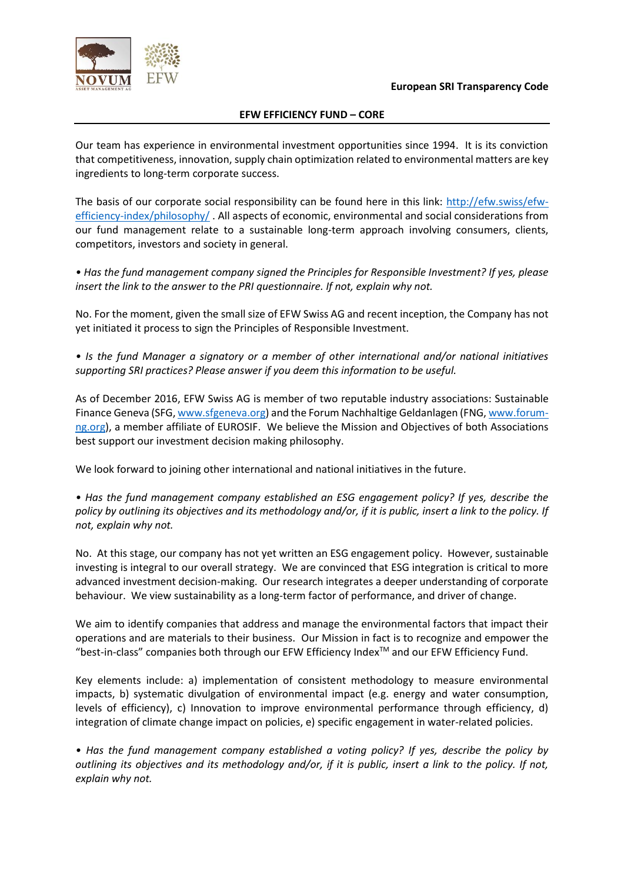**EFW EFFICIENCY FUND – CORE**

Our team has experience in environmental investment opportunities since 1994. It is its conviction that competitiveness, innovation, supply chain optimization related to environmental matters are key ingredients to long-term corporate success.

The basis of our corporate social responsibility can be found here in this link: [http://efw.swiss/efw-efficiency-index/philosophy/](http://efw.swiss/efw-efficiency-index/philosophy/) . All aspects of economic, environmental and social considerations from our fund management relate to a sustainable long-term approach involving consumers, clients, competitors, investors and society in general.

*• Has the fund management company signed the Principles for Responsible Investment? If yes, please insert the link to the answer to the PRI questionnaire. If not, explain why not.*

No. For the moment, given the small size of EFW Swiss AG and recent inception, the Company has not yet initiated it process to sign the Principles of Responsible Investment.

*• Is the fund Manager a signatory or a member of other international and/or national initiatives supporting SRI practices? Please answer if you deem this information to be useful.*

As of December 2016, EFW Swiss AG is member of two reputable industry associations: Sustainable Finance Geneva (SFG, [www.sfgeneva.org](http://www.sfgeneva.org)) and the Forum Nachhaltige Geldanlagen (FNG, [www.forum-ng.org](http://www.forum-ng.org)), a member affiliate of EUROSIF. We believe the Mission and Objectives of both Associations best support our investment decision making philosophy.

We look forward to joining other international and national initiatives in the future.

*• Has the fund management company established an ESG engagement policy? If yes, describe the policy by outlining its objectives and its methodology and/or, if it is public, insert a link to the policy. If not, explain why not.*

No. At this stage, our company has not yet written an ESG engagement policy. However, sustainable investing is integral to our overall strategy. We are convinced that ESG integration is critical to more advanced investment decision-making. Our research integrates a deeper understanding of corporate behaviour. We view sustainability as a long-term factor of performance, and driver of change.

We aim to identify companies that address and manage the environmental factors that impact their operations and are materials to their business. Our Mission in fact is to recognize and empower the "best-in-class" companies both through our EFW Efficiency Index™ and our EFW Efficiency Fund.

Key elements include: a) implementation of consistent methodology to measure environmental impacts, b) systematic divulgation of environmental impact (e.g. energy and water consumption, levels of efficiency), c) Innovation to improve environmental performance through efficiency, d) integration of climate change impact on policies, e) specific engagement in water-related policies.

*• Has the fund management company established a voting policy? If yes, describe the policy by outlining its objectives and its methodology and/or, if it is public, insert a link to the policy. If not, explain why not.*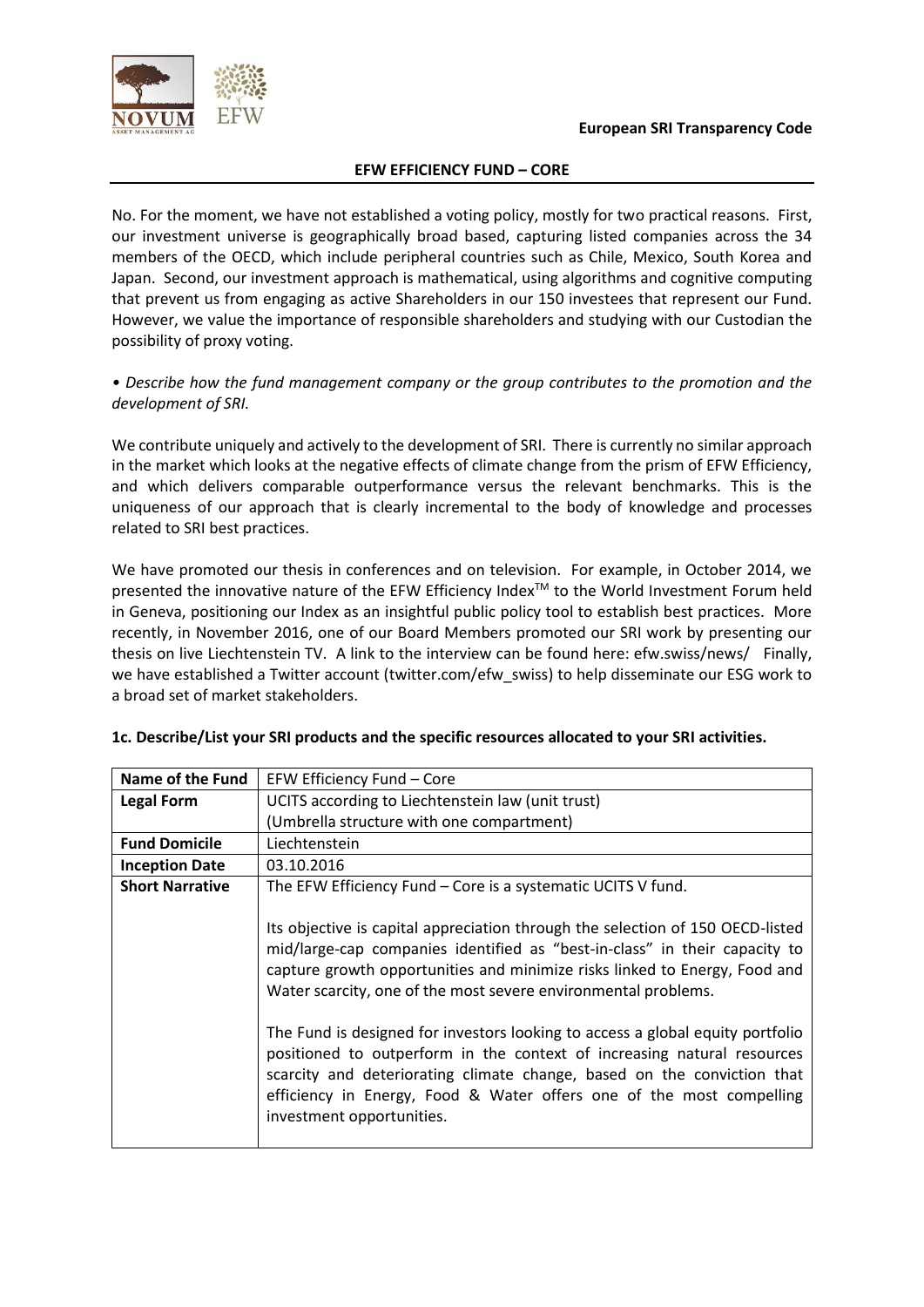No. For the moment, we have not established a voting policy, mostly for two practical reasons. First, our investment universe is geographically broad based, capturing listed companies across the 34 members of the OECD, which include peripheral countries such as Chile, Mexico, South Korea and Japan. Second, our investment approach is mathematical, using algorithms and cognitive computing that prevent us from engaging as active Shareholders in our 150 investees that represent our Fund. However, we value the importance of responsible shareholders and studying with our Custodian the possibility of proxy voting.

• *Describe how the fund management company or the group contributes to the promotion and the development of SRI.*

We contribute uniquely and actively to the development of SRI. There is currently no similar approach in the market which looks at the negative effects of climate change from the prism of EFW Efficiency, and which delivers comparable outperformance versus the relevant benchmarks. This is the uniqueness of our approach that is clearly incremental to the body of knowledge and processes related to SRI best practices.

We have promoted our thesis in conferences and on television. For example, in October 2014, we presented the innovative nature of the EFW Efficiency Index™ to the World Investment Forum held in Geneva, positioning our Index as an insightful public policy tool to establish best practices. More recently, in November 2016, one of our Board Members promoted our SRI work by presenting our thesis on live Liechtenstein TV. A link to the interview can be found here: efw.swiss/news/ Finally, we have established a Twitter account (twitter.com/efw_swiss) to help disseminate our ESG work to a broad set of market stakeholders.

**1c. Describe/List your SRI products and the specific resources allocated to your SRI activities.**

| **Name of the Fund** | EFW Efficiency Fund – Core |
|---|---|
| **Legal Form** | UCITS according to Liechtenstein law (unit trust)<br>(Umbrella structure with one compartment) |
| **Fund Domicile** | Liechtenstein |
| **Inception Date** | 03.10.2016 |
| **Short Narrative** | The EFW Efficiency Fund – Core is a systematic UCITS V fund.<br><br>Its objective is capital appreciation through the selection of 150 OECD-listed mid/large-cap companies identified as "best-in-class" in their capacity to capture growth opportunities and minimize risks linked to Energy, Food and Water scarcity, one of the most severe environmental problems.<br><br>The Fund is designed for investors looking to access a global equity portfolio positioned to outperform in the context of increasing natural resources scarcity and deteriorating climate change, based on the conviction that efficiency in Energy, Food & Water offers one of the most compelling investment opportunities. |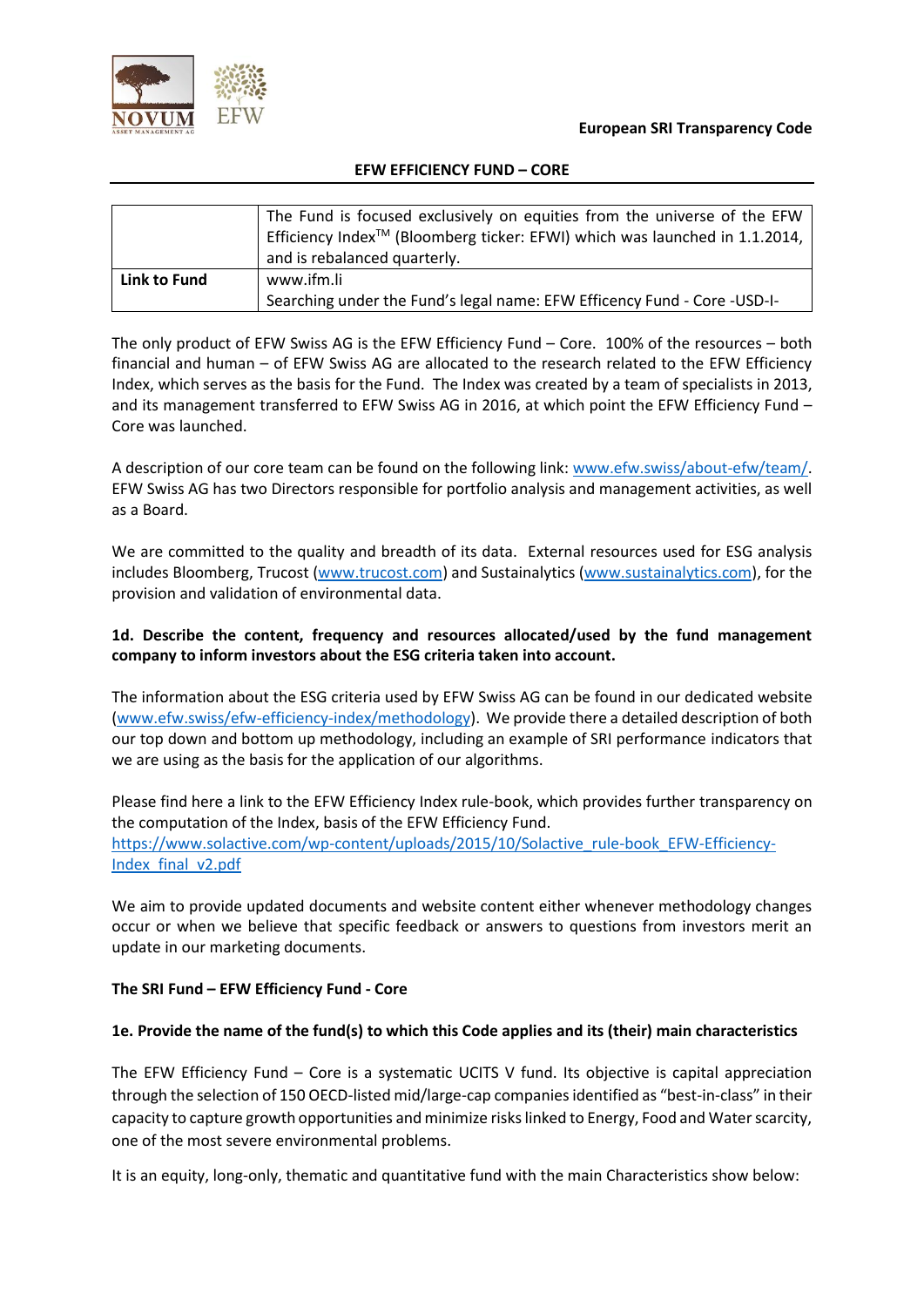**EFW EFFICIENCY FUND – CORE**

| | |
|---|---|
| | The Fund is focused exclusively on equities from the universe of the EFW Efficiency Index™ (Bloomberg ticker: EFWI) which was launched in 1.1.2014, and is rebalanced quarterly. |
| **Link to Fund** | www.ifm.li<br>Searching under the Fund's legal name: EFW Efficency Fund - Core -USD-I- |

The only product of EFW Swiss AG is the EFW Efficiency Fund – Core. 100% of the resources – both financial and human – of EFW Swiss AG are allocated to the research related to the EFW Efficiency Index, which serves as the basis for the Fund. The Index was created by a team of specialists in 2013, and its management transferred to EFW Swiss AG in 2016, at which point the EFW Efficiency Fund – Core was launched.

A description of our core team can be found on the following link: [www.efw.swiss/about-efw/team/](www.efw.swiss/about-efw/team/). EFW Swiss AG has two Directors responsible for portfolio analysis and management activities, as well as a Board.

We are committed to the quality and breadth of its data. External resources used for ESG analysis includes Bloomberg, Trucost ([www.trucost.com](www.trucost.com)) and Sustainalytics ([www.sustainalytics.com](www.sustainalytics.com)), for the provision and validation of environmental data.

**1d. Describe the content, frequency and resources allocated/used by the fund management company to inform investors about the ESG criteria taken into account.**

The information about the ESG criteria used by EFW Swiss AG can be found in our dedicated website ([www.efw.swiss/efw-efficiency-index/methodology](www.efw.swiss/efw-efficiency-index/methodology)). We provide there a detailed description of both our top down and bottom up methodology, including an example of SRI performance indicators that we are using as the basis for the application of our algorithms.

Please find here a link to the EFW Efficiency Index rule-book, which provides further transparency on the computation of the Index, basis of the EFW Efficiency Fund.
[https://www.solactive.com/wp-content/uploads/2015/10/Solactive_rule-book_EFW-Efficiency-Index_final_v2.pdf](https://www.solactive.com/wp-content/uploads/2015/10/Solactive_rule-book_EFW-Efficiency-Index_final_v2.pdf)

We aim to provide updated documents and website content either whenever methodology changes occur or when we believe that specific feedback or answers to questions from investors merit an update in our marketing documents.

**The SRI Fund – EFW Efficiency Fund - Core**

**1e. Provide the name of the fund(s) to which this Code applies and its (their) main characteristics**

The EFW Efficiency Fund – Core is a systematic UCITS V fund. Its objective is capital appreciation through the selection of 150 OECD-listed mid/large-cap companies identified as "best-in-class" in their capacity to capture growth opportunities and minimize risks linked to Energy, Food and Water scarcity, one of the most severe environmental problems.

It is an equity, long-only, thematic and quantitative fund with the main Characteristics show below: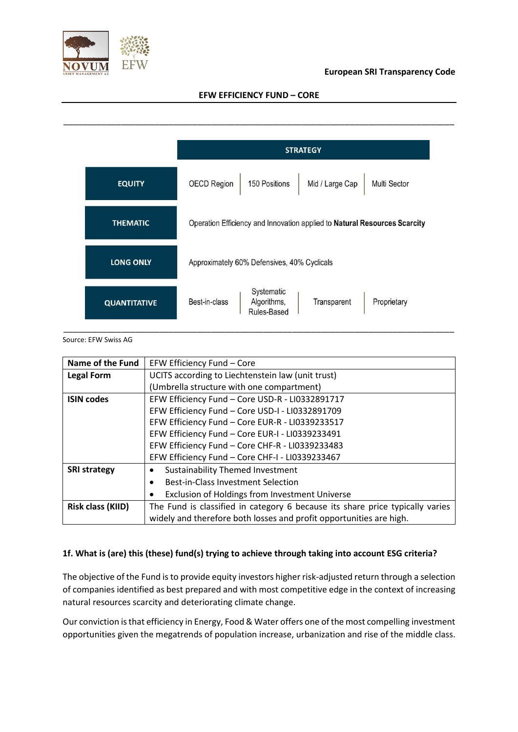**European SRI Transparency Code**

**EFW EFFICIENCY FUND – CORE**

| | STRATEGY | | | |
|---|---|---|---|---|
| **EQUITY** | OECD Region | 150 Positions | Mid / Large Cap | Multi Sector |
| **THEMATIC** | Operation Efficiency and Innovation applied to **Natural Resources Scarcity** | | | |
| **LONG ONLY** | Approximately 60% Defensives, 40% Cyclicals | | | |
| **QUANTITATIVE** | Best-in-class | Systematic Algorithms, Rules-Based | Transparent | Proprietary |

Source: EFW Swiss AG

| **Name of the Fund** | EFW Efficiency Fund – Core |
|---|---|
| **Legal Form** | UCITS according to Liechtenstein law (unit trust)<br>(Umbrella structure with one compartment) |
| **ISIN codes** | EFW Efficiency Fund – Core USD-R - LI0332891717<br>EFW Efficiency Fund – Core USD-I - LI0332891709<br>EFW Efficiency Fund – Core EUR-R - LI0339233517<br>EFW Efficiency Fund – Core EUR-I - LI0339233491<br>EFW Efficiency Fund – Core CHF-R - LI0339233483<br>EFW Efficiency Fund – Core CHF-I - LI0339233467 |
| **SRI strategy** | • Sustainability Themed Investment<br>• Best-in-Class Investment Selection<br>• Exclusion of Holdings from Investment Universe |
| **Risk class (KIID)** | The Fund is classified in category 6 because its share price typically varies widely and therefore both losses and profit opportunities are high. |

### 1f. What is (are) this (these) fund(s) trying to achieve through taking into account ESG criteria?

The objective of the Fund is to provide equity investors higher risk-adjusted return through a selection of companies identified as best prepared and with most competitive edge in the context of increasing natural resources scarcity and deteriorating climate change.

Our conviction is that efficiency in Energy, Food & Water offers one of the most compelling investment opportunities given the megatrends of population increase, urbanization and rise of the middle class.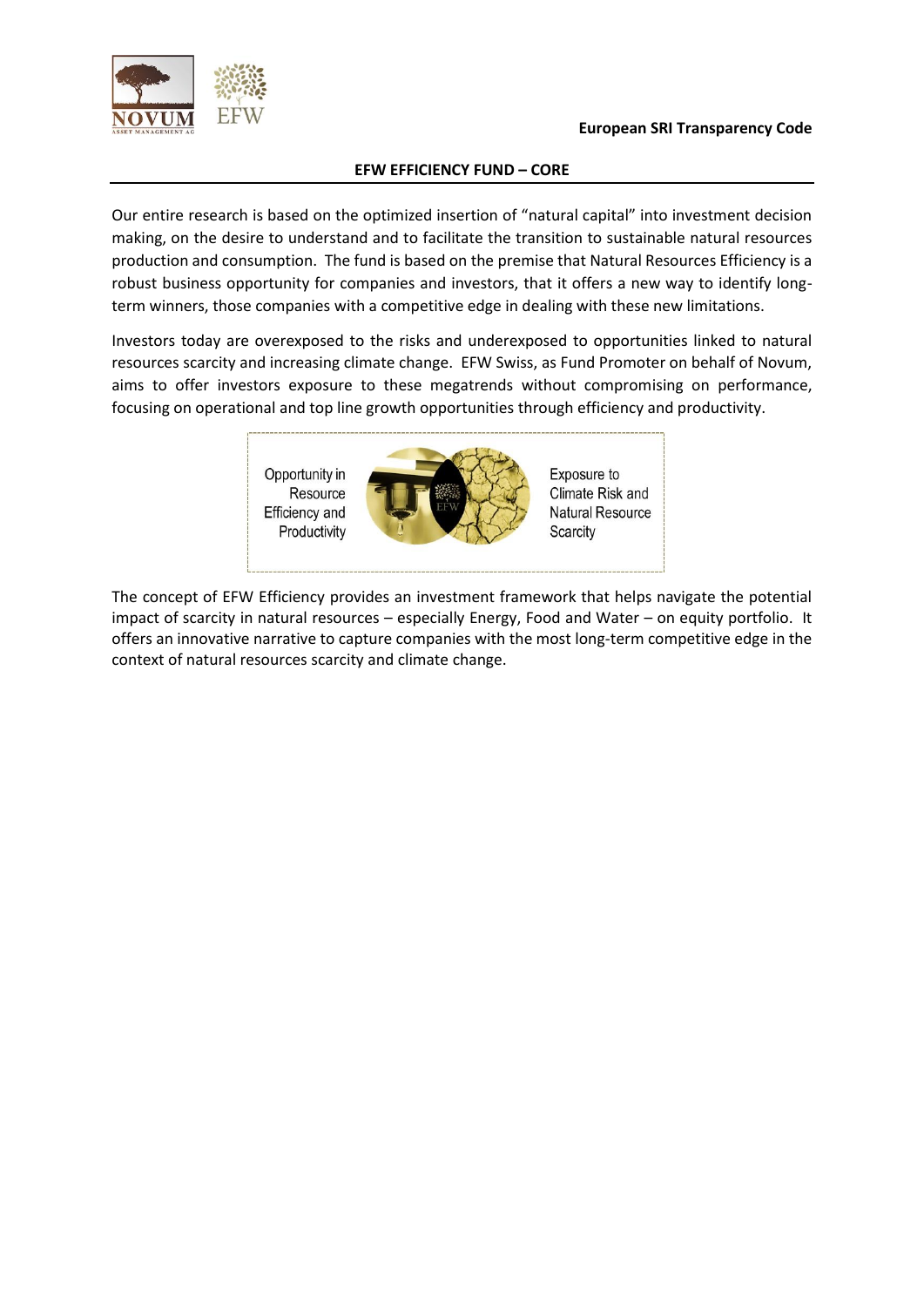**EFW EFFICIENCY FUND – CORE**

Our entire research is based on the optimized insertion of "natural capital" into investment decision making, on the desire to understand and to facilitate the transition to sustainable natural resources production and consumption. The fund is based on the premise that Natural Resources Efficiency is a robust business opportunity for companies and investors, that it offers a new way to identify long-term winners, those companies with a competitive edge in dealing with these new limitations.

Investors today are overexposed to the risks and underexposed to opportunities linked to natural resources scarcity and increasing climate change. EFW Swiss, as Fund Promoter on behalf of Novum, aims to offer investors exposure to these megatrends without compromising on performance, focusing on operational and top line growth opportunities through efficiency and productivity.

Opportunity in Resource Efficiency and Productivity

Exposure to Climate Risk and Natural Resource Scarcity

The concept of EFW Efficiency provides an investment framework that helps navigate the potential impact of scarcity in natural resources – especially Energy, Food and Water – on equity portfolio. It offers an innovative narrative to capture companies with the most long-term competitive edge in the context of natural resources scarcity and climate change.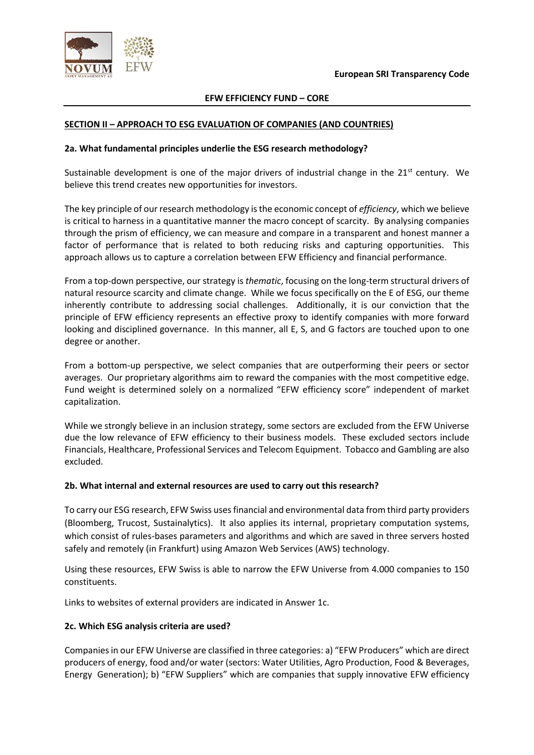## SECTION II – APPROACH TO ESG EVALUATION OF COMPANIES (AND COUNTRIES)

### 2a. What fundamental principles underlie the ESG research methodology?

Sustainable development is one of the major drivers of industrial change in the 21st century. We believe this trend creates new opportunities for investors.

The key principle of our research methodology is the economic concept of *efficiency*, which we believe is critical to harness in a quantitative manner the macro concept of scarcity. By analysing companies through the prism of efficiency, we can measure and compare in a transparent and honest manner a factor of performance that is related to both reducing risks and capturing opportunities. This approach allows us to capture a correlation between EFW Efficiency and financial performance.

From a top-down perspective, our strategy is *thematic*, focusing on the long-term structural drivers of natural resource scarcity and climate change. While we focus specifically on the E of ESG, our theme inherently contribute to addressing social challenges. Additionally, it is our conviction that the principle of EFW efficiency represents an effective proxy to identify companies with more forward looking and disciplined governance. In this manner, all E, S, and G factors are touched upon to one degree or another.

From a bottom-up perspective, we select companies that are outperforming their peers or sector averages. Our proprietary algorithms aim to reward the companies with the most competitive edge. Fund weight is determined solely on a normalized "EFW efficiency score" independent of market capitalization.

While we strongly believe in an inclusion strategy, some sectors are excluded from the EFW Universe due the low relevance of EFW efficiency to their business models. These excluded sectors include Financials, Healthcare, Professional Services and Telecom Equipment. Tobacco and Gambling are also excluded.

### 2b. What internal and external resources are used to carry out this research?

To carry our ESG research, EFW Swiss uses financial and environmental data from third party providers (Bloomberg, Trucost, Sustainalytics). It also applies its internal, proprietary computation systems, which consist of rules-bases parameters and algorithms and which are saved in three servers hosted safely and remotely (in Frankfurt) using Amazon Web Services (AWS) technology.

Using these resources, EFW Swiss is able to narrow the EFW Universe from 4.000 companies to 150 constituents.

Links to websites of external providers are indicated in Answer 1c.

### 2c. Which ESG analysis criteria are used?

Companies in our EFW Universe are classified in three categories: a) "EFW Producers" which are direct producers of energy, food and/or water (sectors: Water Utilities, Agro Production, Food & Beverages, Energy Generation); b) "EFW Suppliers" which are companies that supply innovative EFW efficiency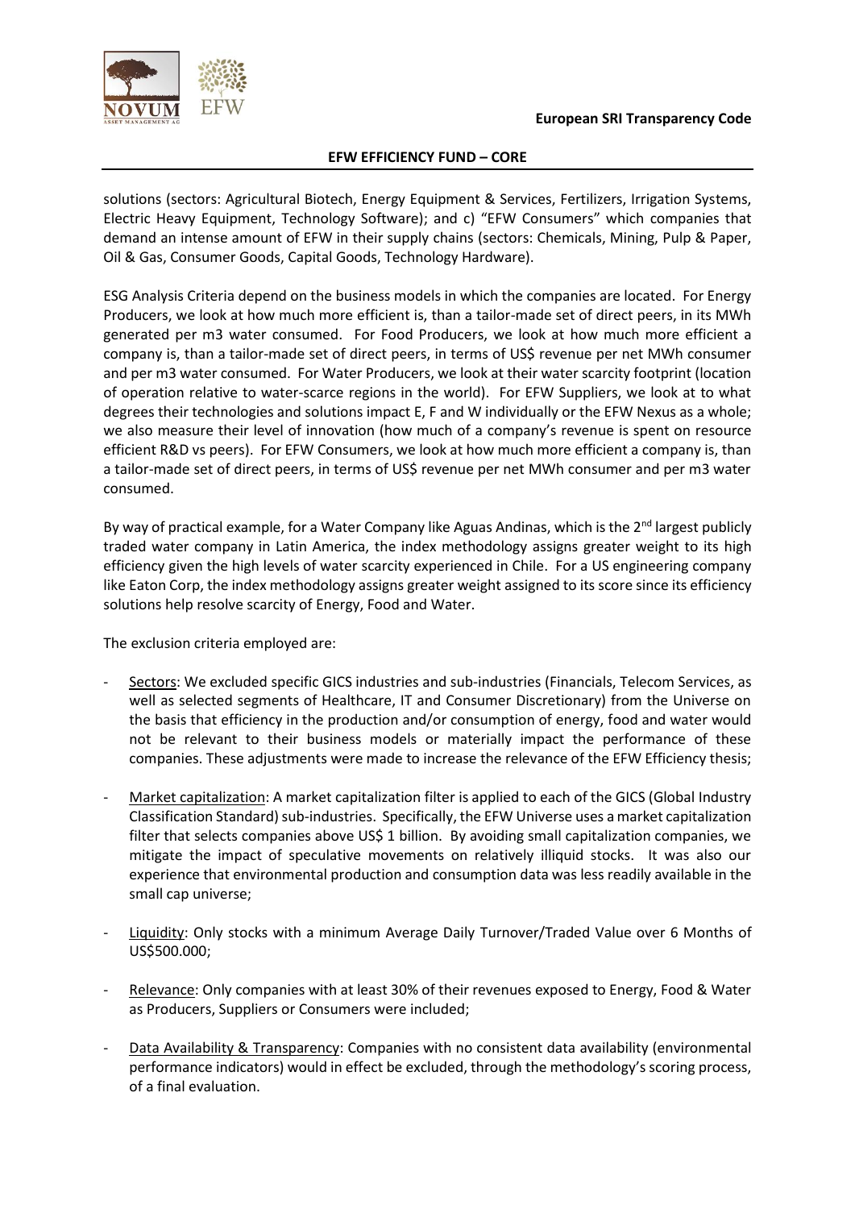solutions (sectors: Agricultural Biotech, Energy Equipment & Services, Fertilizers, Irrigation Systems, Electric Heavy Equipment, Technology Software); and c) "EFW Consumers" which companies that demand an intense amount of EFW in their supply chains (sectors: Chemicals, Mining, Pulp & Paper, Oil & Gas, Consumer Goods, Capital Goods, Technology Hardware).

ESG Analysis Criteria depend on the business models in which the companies are located. For Energy Producers, we look at how much more efficient is, than a tailor-made set of direct peers, in its MWh generated per m3 water consumed. For Food Producers, we look at how much more efficient a company is, than a tailor-made set of direct peers, in terms of US$ revenue per net MWh consumer and per m3 water consumed. For Water Producers, we look at their water scarcity footprint (location of operation relative to water-scarce regions in the world). For EFW Suppliers, we look at to what degrees their technologies and solutions impact E, F and W individually or the EFW Nexus as a whole; we also measure their level of innovation (how much of a company's revenue is spent on resource efficient R&D vs peers). For EFW Consumers, we look at how much more efficient a company is, than a tailor-made set of direct peers, in terms of US$ revenue per net MWh consumer and per m3 water consumed.

By way of practical example, for a Water Company like Aguas Andinas, which is the 2nd largest publicly traded water company in Latin America, the index methodology assigns greater weight to its high efficiency given the high levels of water scarcity experienced in Chile. For a US engineering company like Eaton Corp, the index methodology assigns greater weight assigned to its score since its efficiency solutions help resolve scarcity of Energy, Food and Water.

The exclusion criteria employed are:

- Sectors: We excluded specific GICS industries and sub-industries (Financials, Telecom Services, as well as selected segments of Healthcare, IT and Consumer Discretionary) from the Universe on the basis that efficiency in the production and/or consumption of energy, food and water would not be relevant to their business models or materially impact the performance of these companies. These adjustments were made to increase the relevance of the EFW Efficiency thesis;
- Market capitalization: A market capitalization filter is applied to each of the GICS (Global Industry Classification Standard) sub-industries. Specifically, the EFW Universe uses a market capitalization filter that selects companies above US$ 1 billion. By avoiding small capitalization companies, we mitigate the impact of speculative movements on relatively illiquid stocks. It was also our experience that environmental production and consumption data was less readily available in the small cap universe;
- Liquidity: Only stocks with a minimum Average Daily Turnover/Traded Value over 6 Months of US$500.000;
- Relevance: Only companies with at least 30% of their revenues exposed to Energy, Food & Water as Producers, Suppliers or Consumers were included;
- Data Availability & Transparency: Companies with no consistent data availability (environmental performance indicators) would in effect be excluded, through the methodology's scoring process, of a final evaluation.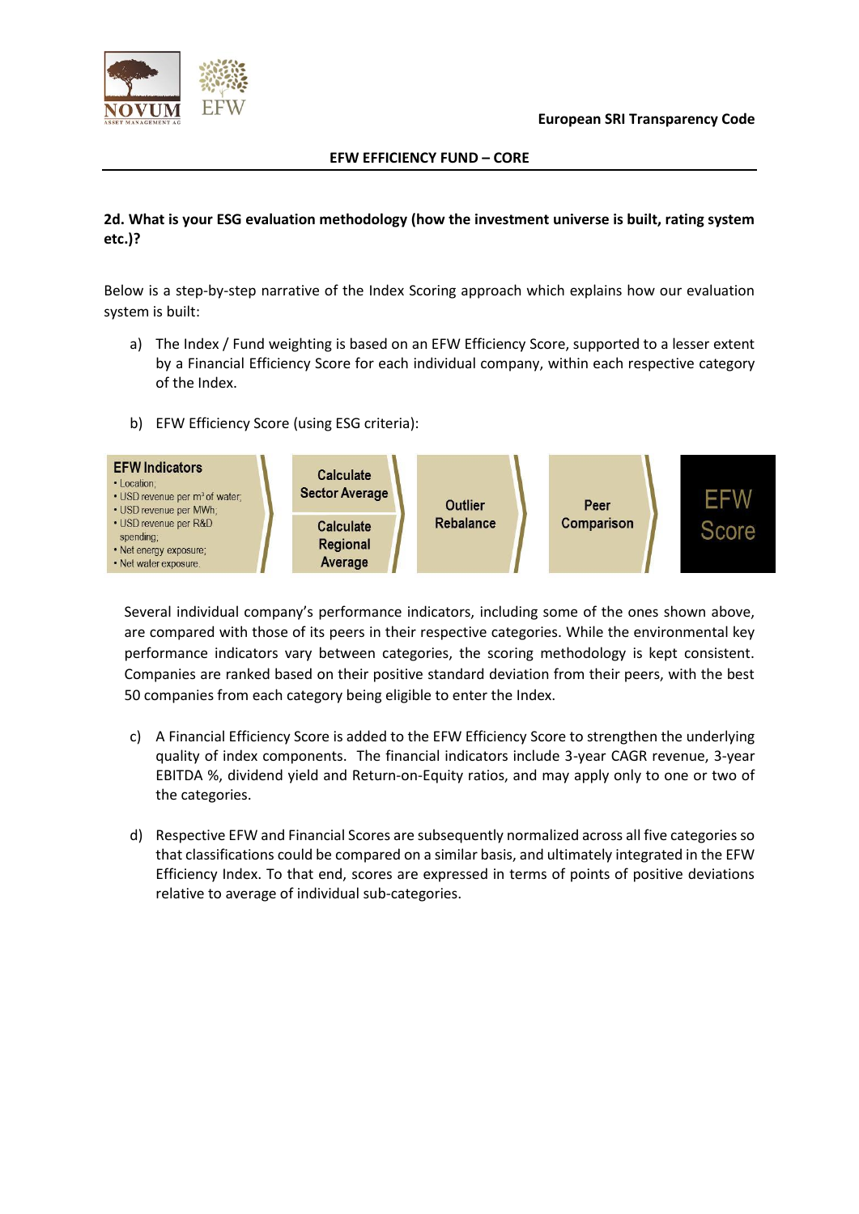**European SRI Transparency Code**

**EFW EFFICIENCY FUND – CORE**

**2d. What is your ESG evaluation methodology (how the investment universe is built, rating system etc.)?**

Below is a step-by-step narrative of the Index Scoring approach which explains how our evaluation system is built:

a) The Index / Fund weighting is based on an EFW Efficiency Score, supported to a lesser extent by a Financial Efficiency Score for each individual company, within each respective category of the Index.

b) EFW Efficiency Score (using ESG criteria):

**EFW Indicators**
- Location;
- USD revenue per m³ of water;
- USD revenue per MWh;
- USD revenue per R&D spending;
- Net energy exposure;
- Net water exposure.

→ Calculate Sector Average / Calculate Regional Average → Outlier Rebalance → Peer Comparison → EFW Score

Several individual company's performance indicators, including some of the ones shown above, are compared with those of its peers in their respective categories. While the environmental key performance indicators vary between categories, the scoring methodology is kept consistent. Companies are ranked based on their positive standard deviation from their peers, with the best 50 companies from each category being eligible to enter the Index.

c) A Financial Efficiency Score is added to the EFW Efficiency Score to strengthen the underlying quality of index components. The financial indicators include 3-year CAGR revenue, 3-year EBITDA %, dividend yield and Return-on-Equity ratios, and may apply only to one or two of the categories.

d) Respective EFW and Financial Scores are subsequently normalized across all five categories so that classifications could be compared on a similar basis, and ultimately integrated in the EFW Efficiency Index. To that end, scores are expressed in terms of points of positive deviations relative to average of individual sub-categories.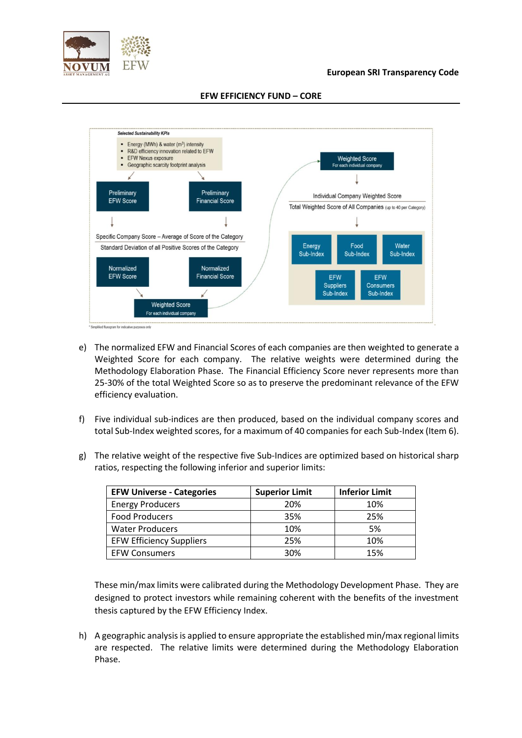Selected Sustainability KPIs

- Energy (MWh) & water ($m^3$) intensity
- R&D efficiency innovation related to EFW
- EFW Nexus exposure
- Geographic scarcity footprint analysis

Preliminary EFW Score | Preliminary Financial Score

Specific Company Score – Average of Score of the Category

Standard Deviation of all Positive Scores of the Category

Normalized EFW Score | Normalized Financial Score

Weighted Score For each individual company

Weighted Score For each individual company

Individual Company Weighted Score

Total Weighted Score of All Companies (up to 40 per Category)

Energy Sub-Index | Food Sub-Index | Water Sub-Index | EFW Suppliers Sub-Index | EFW Consumers Sub-Index

\* Simplified flowgram for indicative purposes only

e) The normalized EFW and Financial Scores of each companies are then weighted to generate a Weighted Score for each company. The relative weights were determined during the Methodology Elaboration Phase. The Financial Efficiency Score never represents more than 25-30% of the total Weighted Score so as to preserve the predominant relevance of the EFW efficiency evaluation.

f) Five individual sub-indices are then produced, based on the individual company scores and total Sub-Index weighted scores, for a maximum of 40 companies for each Sub-Index (Item 6).

g) The relative weight of the respective five Sub-Indices are optimized based on historical sharp ratios, respecting the following inferior and superior limits:

| EFW Universe - Categories | Superior Limit | Inferior Limit |
|---|---|---|
| Energy Producers | 20% | 10% |
| Food Producers | 35% | 25% |
| Water Producers | 10% | 5% |
| EFW Efficiency Suppliers | 25% | 10% |
| EFW Consumers | 30% | 15% |

These min/max limits were calibrated during the Methodology Development Phase. They are designed to protect investors while remaining coherent with the benefits of the investment thesis captured by the EFW Efficiency Index.

h) A geographic analysis is applied to ensure appropriate the established min/max regional limits are respected. The relative limits were determined during the Methodology Elaboration Phase.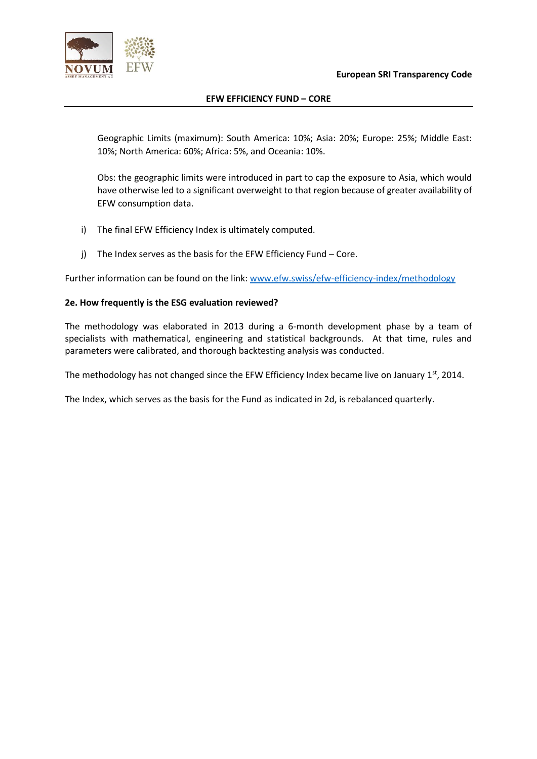Geographic Limits (maximum): South America: 10%; Asia: 20%; Europe: 25%; Middle East: 10%; North America: 60%; Africa: 5%, and Oceania: 10%.

Obs: the geographic limits were introduced in part to cap the exposure to Asia, which would have otherwise led to a significant overweight to that region because of greater availability of EFW consumption data.

i) The final EFW Efficiency Index is ultimately computed.

j) The Index serves as the basis for the EFW Efficiency Fund – Core.

Further information can be found on the link: [www.efw.swiss/efw-efficiency-index/methodology](www.efw.swiss/efw-efficiency-index/methodology)

**2e. How frequently is the ESG evaluation reviewed?**

The methodology was elaborated in 2013 during a 6-month development phase by a team of specialists with mathematical, engineering and statistical backgrounds. At that time, rules and parameters were calibrated, and thorough backtesting analysis was conducted.

The methodology has not changed since the EFW Efficiency Index became live on January 1st, 2014.

The Index, which serves as the basis for the Fund as indicated in 2d, is rebalanced quarterly.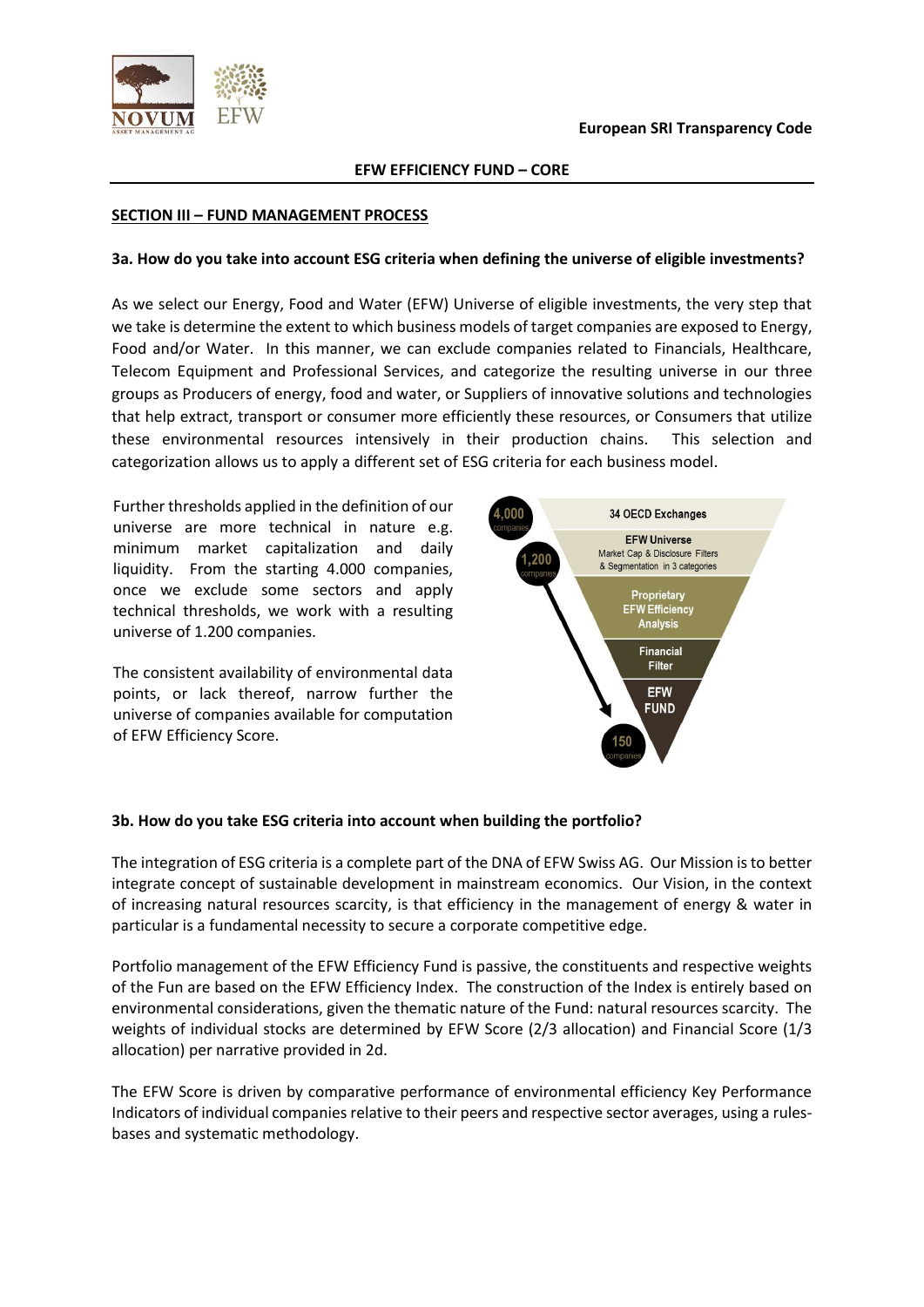**European SRI Transparency Code**

**EFW EFFICIENCY FUND – CORE**

## SECTION III – FUND MANAGEMENT PROCESS

### 3a. How do you take into account ESG criteria when defining the universe of eligible investments?

As we select our Energy, Food and Water (EFW) Universe of eligible investments, the very step that we take is determine the extent to which business models of target companies are exposed to Energy, Food and/or Water. In this manner, we can exclude companies related to Financials, Healthcare, Telecom Equipment and Professional Services, and categorize the resulting universe in our three groups as Producers of energy, food and water, or Suppliers of innovative solutions and technologies that help extract, transport or consumer more efficiently these resources, or Consumers that utilize these environmental resources intensively in their production chains. This selection and categorization allows us to apply a different set of ESG criteria for each business model.

Further thresholds applied in the definition of our universe are more technical in nature e.g. minimum market capitalization and daily liquidity. From the starting 4.000 companies, once we exclude some sectors and apply technical thresholds, we work with a resulting universe of 1.200 companies.

The consistent availability of environmental data points, or lack thereof, narrow further the universe of companies available for computation of EFW Efficiency Score.

4,000 companies – 34 OECD Exchanges
1,200 companies – EFW Universe: Market Cap & Disclosure Filters & Segmentation in 3 categories
Proprietary EFW Efficiency Analysis
Financial Filter
150 companies – EFW FUND

### 3b. How do you take ESG criteria into account when building the portfolio?

The integration of ESG criteria is a complete part of the DNA of EFW Swiss AG. Our Mission is to better integrate concept of sustainable development in mainstream economics. Our Vision, in the context of increasing natural resources scarcity, is that efficiency in the management of energy & water in particular is a fundamental necessity to secure a corporate competitive edge.

Portfolio management of the EFW Efficiency Fund is passive, the constituents and respective weights of the Fun are based on the EFW Efficiency Index. The construction of the Index is entirely based on environmental considerations, given the thematic nature of the Fund: natural resources scarcity. The weights of individual stocks are determined by EFW Score (2/3 allocation) and Financial Score (1/3 allocation) per narrative provided in 2d.

The EFW Score is driven by comparative performance of environmental efficiency Key Performance Indicators of individual companies relative to their peers and respective sector averages, using a rules-bases and systematic methodology.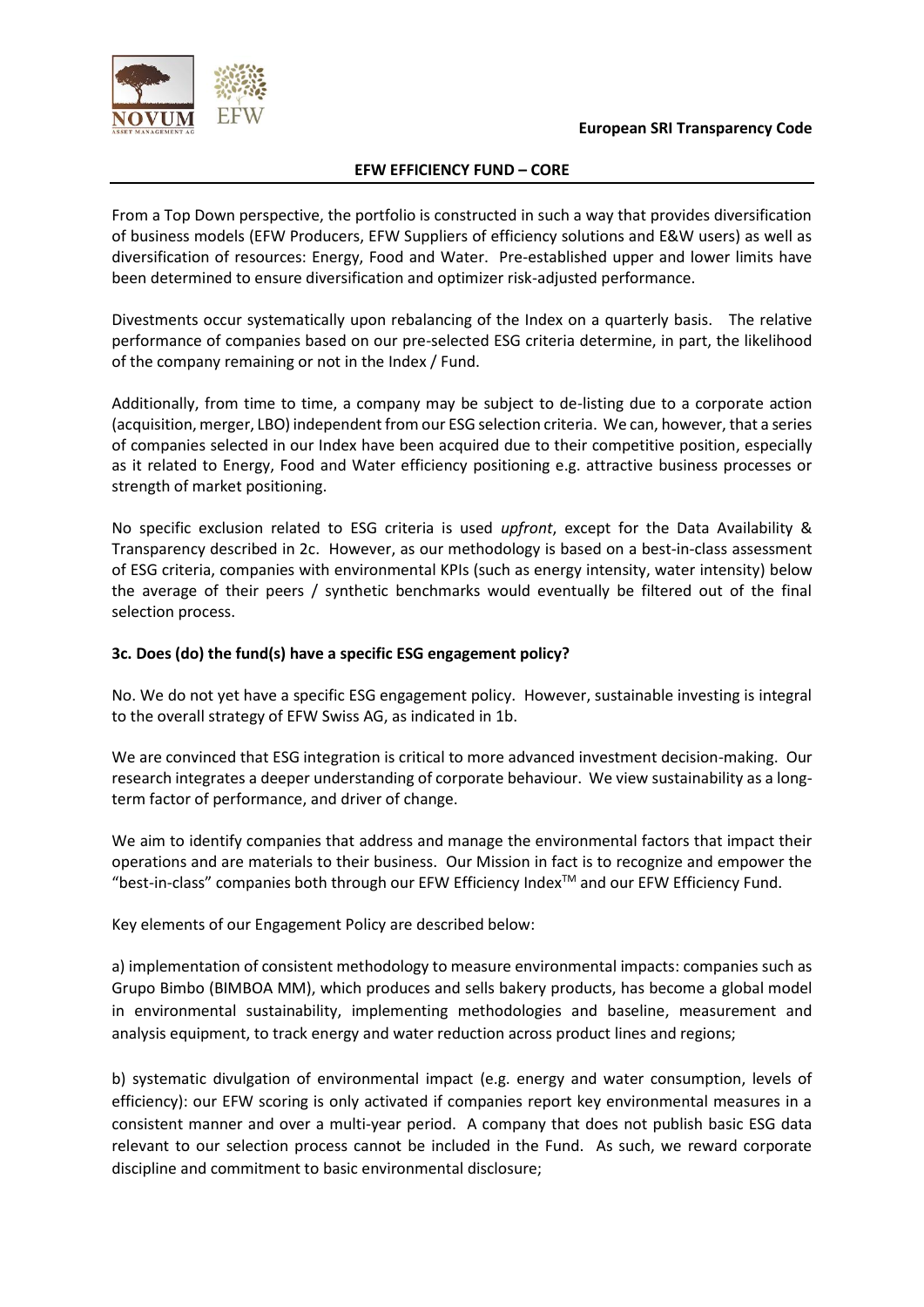From a Top Down perspective, the portfolio is constructed in such a way that provides diversification of business models (EFW Producers, EFW Suppliers of efficiency solutions and E&W users) as well as diversification of resources: Energy, Food and Water. Pre-established upper and lower limits have been determined to ensure diversification and optimizer risk-adjusted performance.

Divestments occur systematically upon rebalancing of the Index on a quarterly basis. The relative performance of companies based on our pre-selected ESG criteria determine, in part, the likelihood of the company remaining or not in the Index / Fund.

Additionally, from time to time, a company may be subject to de-listing due to a corporate action (acquisition, merger, LBO) independent from our ESG selection criteria. We can, however, that a series of companies selected in our Index have been acquired due to their competitive position, especially as it related to Energy, Food and Water efficiency positioning e.g. attractive business processes or strength of market positioning.

No specific exclusion related to ESG criteria is used *upfront*, except for the Data Availability & Transparency described in 2c. However, as our methodology is based on a best-in-class assessment of ESG criteria, companies with environmental KPIs (such as energy intensity, water intensity) below the average of their peers / synthetic benchmarks would eventually be filtered out of the final selection process.

### 3c. Does (do) the fund(s) have a specific ESG engagement policy?

No. We do not yet have a specific ESG engagement policy. However, sustainable investing is integral to the overall strategy of EFW Swiss AG, as indicated in 1b.

We are convinced that ESG integration is critical to more advanced investment decision-making. Our research integrates a deeper understanding of corporate behaviour. We view sustainability as a long-term factor of performance, and driver of change.

We aim to identify companies that address and manage the environmental factors that impact their operations and are materials to their business. Our Mission in fact is to recognize and empower the "best-in-class" companies both through our EFW Efficiency Index™ and our EFW Efficiency Fund.

Key elements of our Engagement Policy are described below:

a) implementation of consistent methodology to measure environmental impacts: companies such as Grupo Bimbo (BIMBOA MM), which produces and sells bakery products, has become a global model in environmental sustainability, implementing methodologies and baseline, measurement and analysis equipment, to track energy and water reduction across product lines and regions;

b) systematic divulgation of environmental impact (e.g. energy and water consumption, levels of efficiency): our EFW scoring is only activated if companies report key environmental measures in a consistent manner and over a multi-year period. A company that does not publish basic ESG data relevant to our selection process cannot be included in the Fund. As such, we reward corporate discipline and commitment to basic environmental disclosure;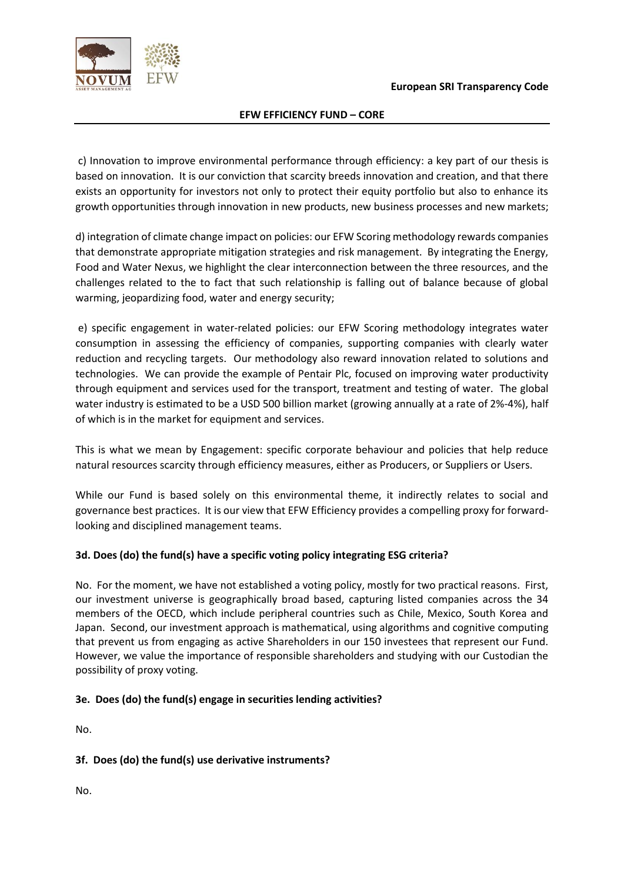c) Innovation to improve environmental performance through efficiency: a key part of our thesis is based on innovation. It is our conviction that scarcity breeds innovation and creation, and that there exists an opportunity for investors not only to protect their equity portfolio but also to enhance its growth opportunities through innovation in new products, new business processes and new markets;

d) integration of climate change impact on policies: our EFW Scoring methodology rewards companies that demonstrate appropriate mitigation strategies and risk management. By integrating the Energy, Food and Water Nexus, we highlight the clear interconnection between the three resources, and the challenges related to the to fact that such relationship is falling out of balance because of global warming, jeopardizing food, water and energy security;

e) specific engagement in water-related policies: our EFW Scoring methodology integrates water consumption in assessing the efficiency of companies, supporting companies with clearly water reduction and recycling targets. Our methodology also reward innovation related to solutions and technologies. We can provide the example of Pentair Plc, focused on improving water productivity through equipment and services used for the transport, treatment and testing of water. The global water industry is estimated to be a USD 500 billion market (growing annually at a rate of 2%-4%), half of which is in the market for equipment and services.

This is what we mean by Engagement: specific corporate behaviour and policies that help reduce natural resources scarcity through efficiency measures, either as Producers, or Suppliers or Users.

While our Fund is based solely on this environmental theme, it indirectly relates to social and governance best practices. It is our view that EFW Efficiency provides a compelling proxy for forward-looking and disciplined management teams.

**3d. Does (do) the fund(s) have a specific voting policy integrating ESG criteria?**

No. For the moment, we have not established a voting policy, mostly for two practical reasons. First, our investment universe is geographically broad based, capturing listed companies across the 34 members of the OECD, which include peripheral countries such as Chile, Mexico, South Korea and Japan. Second, our investment approach is mathematical, using algorithms and cognitive computing that prevent us from engaging as active Shareholders in our 150 investees that represent our Fund. However, we value the importance of responsible shareholders and studying with our Custodian the possibility of proxy voting.

**3e. Does (do) the fund(s) engage in securities lending activities?**

No.

**3f. Does (do) the fund(s) use derivative instruments?**

No.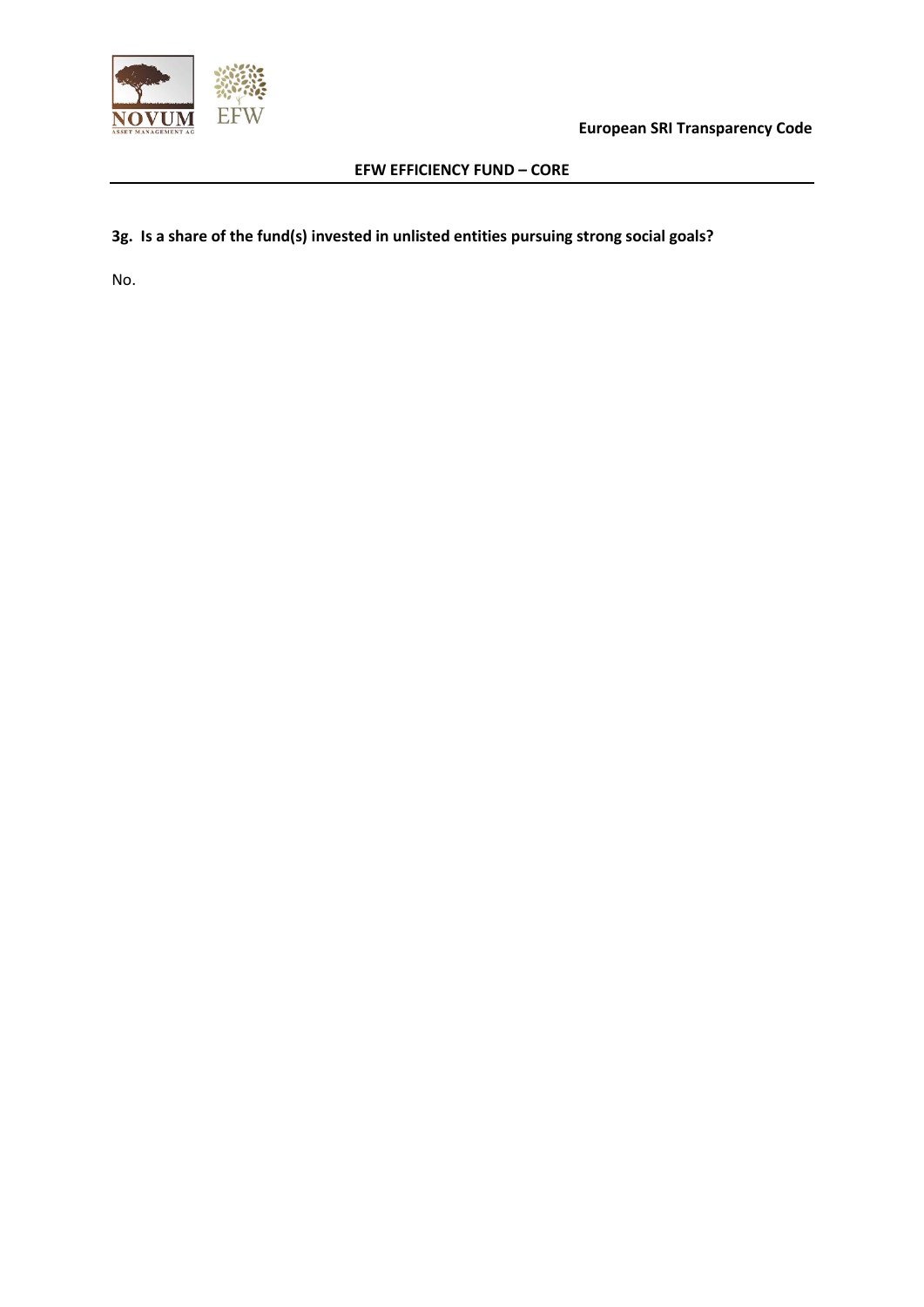**3g. Is a share of the fund(s) invested in unlisted entities pursuing strong social goals?**

No.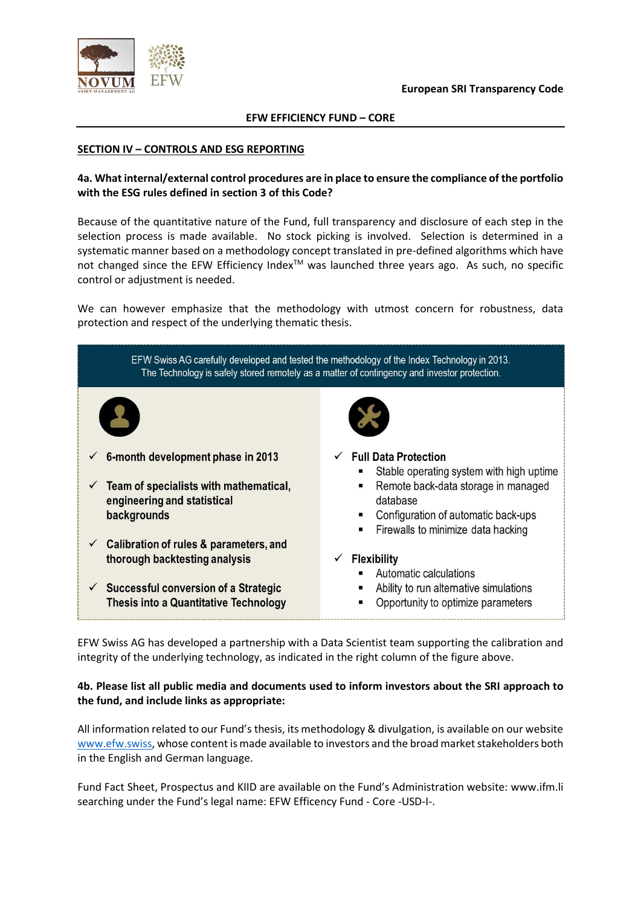European SRI Transparency Code

**EFW EFFICIENCY FUND – CORE**

## SECTION IV – CONTROLS AND ESG REPORTING

**4a. What internal/external control procedures are in place to ensure the compliance of the portfolio with the ESG rules defined in section 3 of this Code?**

Because of the quantitative nature of the Fund, full transparency and disclosure of each step in the selection process is made available. No stock picking is involved. Selection is determined in a systematic manner based on a methodology concept translated in pre-defined algorithms which have not changed since the EFW Efficiency Index™ was launched three years ago. As such, no specific control or adjustment is needed.

We can however emphasize that the methodology with utmost concern for robustness, data protection and respect of the underlying thematic thesis.

EFW Swiss AG carefully developed and tested the methodology of the Index Technology in 2013.
The Technology is safely stored remotely as a matter of contingency and investor protection.

- ✓ **6-month development phase in 2013**
- ✓ **Team of specialists with mathematical, engineering and statistical backgrounds**
- ✓ **Calibration of rules & parameters, and thorough backtesting analysis**
- ✓ **Successful conversion of a Strategic Thesis into a Quantitative Technology**

- ✓ **Full Data Protection**
  - Stable operating system with high uptime
  - Remote back-data storage in managed database
  - Configuration of automatic back-ups
  - Firewalls to minimize data hacking
- ✓ **Flexibility**
  - Automatic calculations
  - Ability to run alternative simulations
  - Opportunity to optimize parameters

EFW Swiss AG has developed a partnership with a Data Scientist team supporting the calibration and integrity of the underlying technology, as indicated in the right column of the figure above.

**4b. Please list all public media and documents used to inform investors about the SRI approach to the fund, and include links as appropriate:**

All information related to our Fund's thesis, its methodology & divulgation, is available on our website www.efw.swiss, whose content is made available to investors and the broad market stakeholders both in the English and German language.

Fund Fact Sheet, Prospectus and KIID are available on the Fund's Administration website: www.ifm.li searching under the Fund's legal name: EFW Efficency Fund - Core -USD-I-.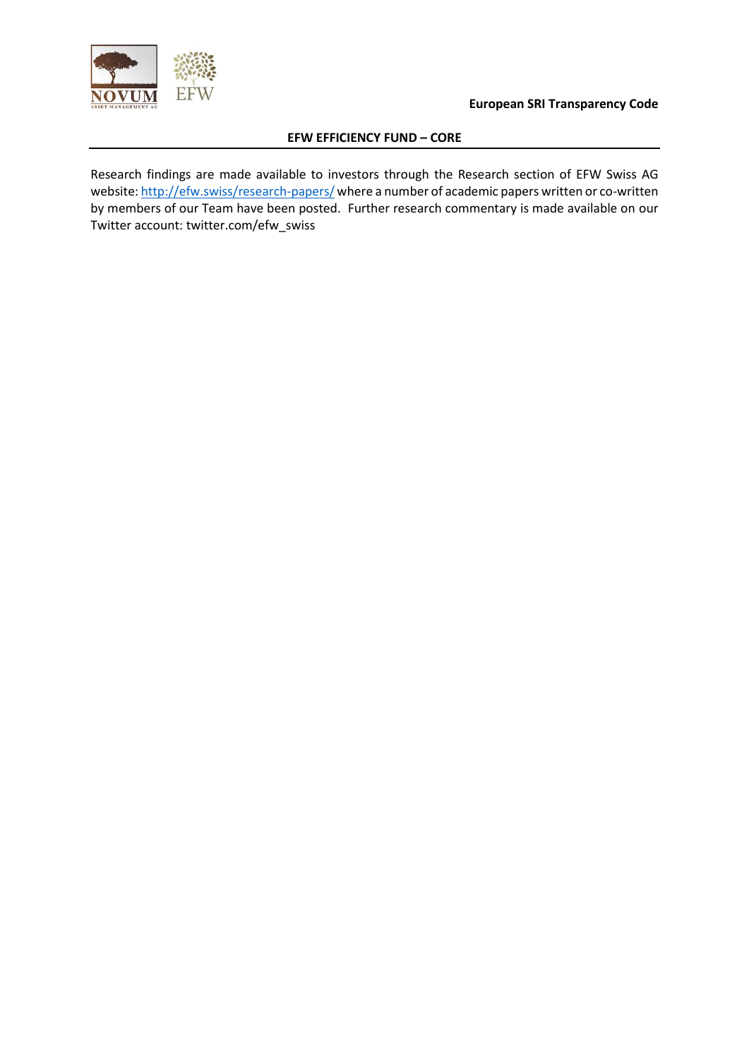Research findings are made available to investors through the Research section of EFW Swiss AG website: http://efw.swiss/research-papers/ where a number of academic papers written or co-written by members of our Team have been posted. Further research commentary is made available on our Twitter account: twitter.com/efw_swiss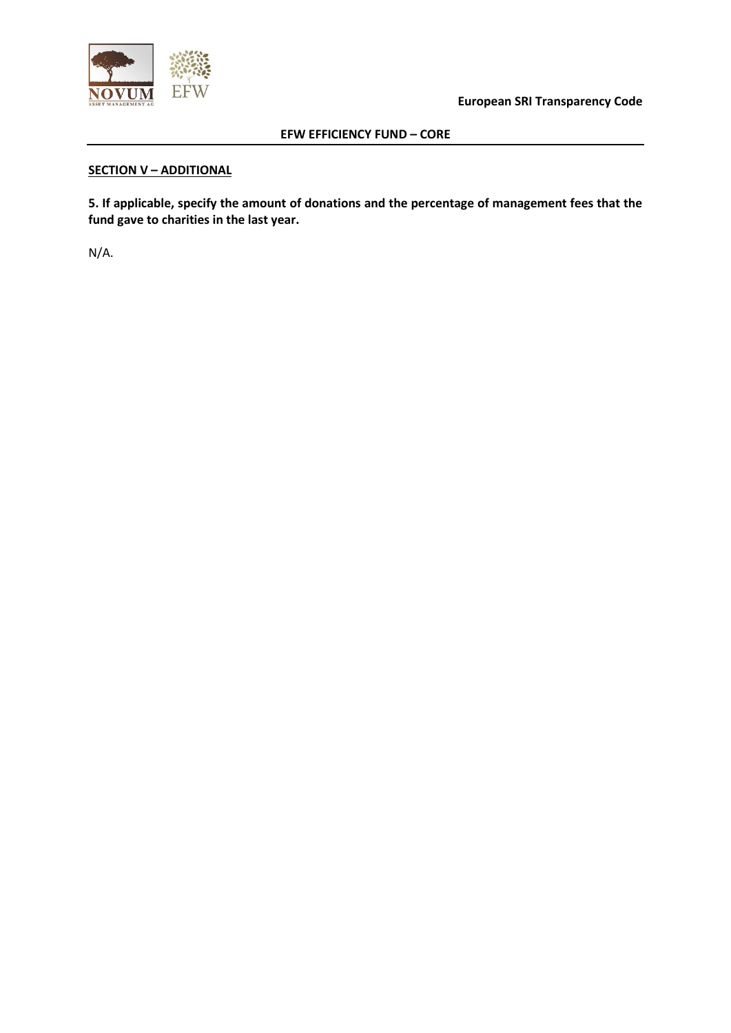**SECTION V – ADDITIONAL**

**5. If applicable, specify the amount of donations and the percentage of management fees that the fund gave to charities in the last year.**

N/A.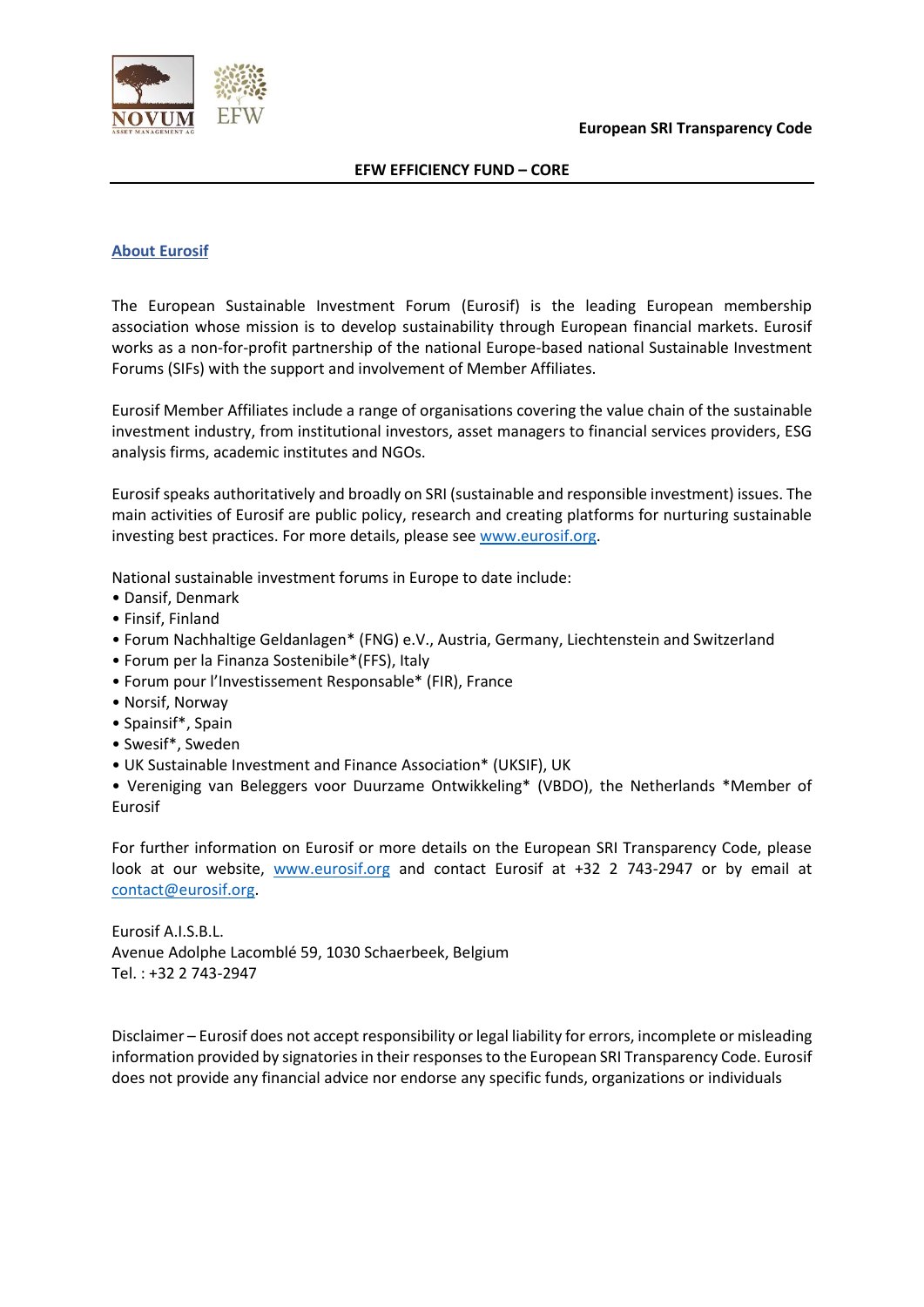## About Eurosif

The European Sustainable Investment Forum (Eurosif) is the leading European membership association whose mission is to develop sustainability through European financial markets. Eurosif works as a non-for-profit partnership of the national Europe-based national Sustainable Investment Forums (SIFs) with the support and involvement of Member Affiliates.

Eurosif Member Affiliates include a range of organisations covering the value chain of the sustainable investment industry, from institutional investors, asset managers to financial services providers, ESG analysis firms, academic institutes and NGOs.

Eurosif speaks authoritatively and broadly on SRI (sustainable and responsible investment) issues. The main activities of Eurosif are public policy, research and creating platforms for nurturing sustainable investing best practices. For more details, please see www.eurosif.org.

National sustainable investment forums in Europe to date include:

- Dansif, Denmark
- Finsif, Finland
- Forum Nachhaltige Geldanlagen* (FNG) e.V., Austria, Germany, Liechtenstein and Switzerland
- Forum per la Finanza Sostenibile*(FFS), Italy
- Forum pour l'Investissement Responsable* (FIR), France
- Norsif, Norway
- Spainsif*, Spain
- Swesif*, Sweden
- UK Sustainable Investment and Finance Association* (UKSIF), UK
- Vereniging van Beleggers voor Duurzame Ontwikkeling* (VBDO), the Netherlands *Member of Eurosif

For further information on Eurosif or more details on the European SRI Transparency Code, please look at our website, www.eurosif.org and contact Eurosif at +32 2 743-2947 or by email at contact@eurosif.org.

Eurosif A.I.S.B.L.
Avenue Adolphe Lacomblé 59, 1030 Schaerbeek, Belgium
Tel. : +32 2 743-2947

Disclaimer – Eurosif does not accept responsibility or legal liability for errors, incomplete or misleading information provided by signatories in their responses to the European SRI Transparency Code. Eurosif does not provide any financial advice nor endorse any specific funds, organizations or individuals